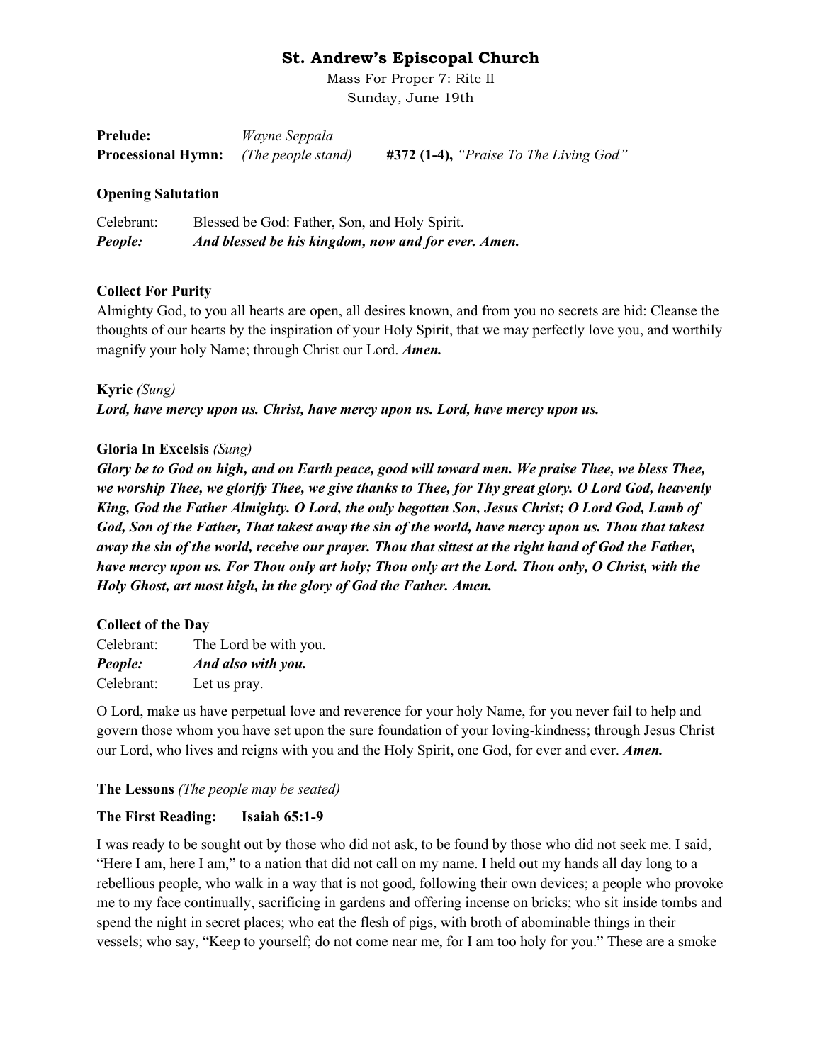# St. Andrew's Episcopal Church

Mass For Proper 7: Rite II

Sunday, June 19th

**Prelude:** *Wayne Seppala*

**Processional Hymn:** *(The people stand)* **#372 (1-4),** *"Praise To The Living God"*

**Opening Salutation**

Celebrant: Blessed be God: Father, Son, and Holy Spirit.

***People:*** ***And blessed be his kingdom, now and for ever. Amen.***

**Collect For Purity**

Almighty God, to you all hearts are open, all desires known, and from you no secrets are hid: Cleanse the thoughts of our hearts by the inspiration of your Holy Spirit, that we may perfectly love you, and worthily magnify your holy Name; through Christ our Lord. ***Amen.***

**Kyrie** *(Sung)*

***Lord, have mercy upon us. Christ, have mercy upon us. Lord, have mercy upon us.***

**Gloria In Excelsis** *(Sung)*

***Glory be to God on high, and on Earth peace, good will toward men. We praise Thee, we bless Thee, we worship Thee, we glorify Thee, we give thanks to Thee, for Thy great glory. O Lord God, heavenly King, God the Father Almighty. O Lord, the only begotten Son, Jesus Christ; O Lord God, Lamb of God, Son of the Father, That takest away the sin of the world, have mercy upon us. Thou that takest away the sin of the world, receive our prayer. Thou that sittest at the right hand of God the Father, have mercy upon us. For Thou only art holy; Thou only art the Lord. Thou only, O Christ, with the Holy Ghost, art most high, in the glory of God the Father. Amen.***

**Collect of the Day**

Celebrant: The Lord be with you.

***People:*** ***And also with you.***

Celebrant: Let us pray.

O Lord, make us have perpetual love and reverence for your holy Name, for you never fail to help and govern those whom you have set upon the sure foundation of your loving-kindness; through Jesus Christ our Lord, who lives and reigns with you and the Holy Spirit, one God, for ever and ever. ***Amen.***

**The Lessons** *(The people may be seated)*

**The First Reading: Isaiah 65:1-9**

I was ready to be sought out by those who did not ask, to be found by those who did not seek me. I said, "Here I am, here I am," to a nation that did not call on my name. I held out my hands all day long to a rebellious people, who walk in a way that is not good, following their own devices; a people who provoke me to my face continually, sacrificing in gardens and offering incense on bricks; who sit inside tombs and spend the night in secret places; who eat the flesh of pigs, with broth of abominable things in their vessels; who say, "Keep to yourself; do not come near me, for I am too holy for you." These are a smoke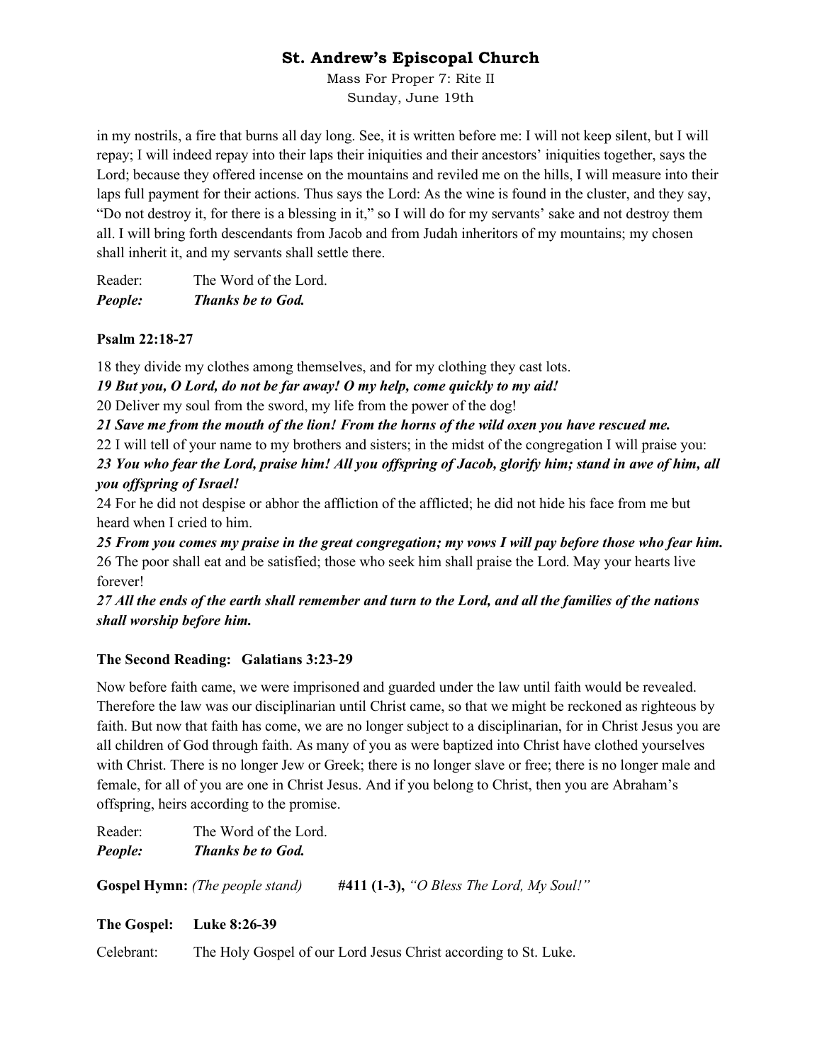in my nostrils, a fire that burns all day long. See, it is written before me: I will not keep silent, but I will repay; I will indeed repay into their laps their iniquities and their ancestors' iniquities together, says the Lord; because they offered incense on the mountains and reviled me on the hills, I will measure into their laps full payment for their actions. Thus says the Lord: As the wine is found in the cluster, and they say, "Do not destroy it, for there is a blessing in it," so I will do for my servants' sake and not destroy them all. I will bring forth descendants from Jacob and from Judah inheritors of my mountains; my chosen shall inherit it, and my servants shall settle there.

Reader: The Word of the Lord.
***People: Thanks be to God.***

**Psalm 22:18-27**

18 they divide my clothes among themselves, and for my clothing they cast lots.
***19 But you, O Lord, do not be far away! O my help, come quickly to my aid!***
20 Deliver my soul from the sword, my life from the power of the dog!
***21 Save me from the mouth of the lion! From the horns of the wild oxen you have rescued me.***
22 I will tell of your name to my brothers and sisters; in the midst of the congregation I will praise you:
***23 You who fear the Lord, praise him! All you offspring of Jacob, glorify him; stand in awe of him, all you offspring of Israel!***
24 For he did not despise or abhor the affliction of the afflicted; he did not hide his face from me but heard when I cried to him.
***25 From you comes my praise in the great congregation; my vows I will pay before those who fear him.***
26 The poor shall eat and be satisfied; those who seek him shall praise the Lord. May your hearts live forever!
***27 All the ends of the earth shall remember and turn to the Lord, and all the families of the nations shall worship before him.***

**The Second Reading: Galatians 3:23-29**

Now before faith came, we were imprisoned and guarded under the law until faith would be revealed. Therefore the law was our disciplinarian until Christ came, so that we might be reckoned as righteous by faith. But now that faith has come, we are no longer subject to a disciplinarian, for in Christ Jesus you are all children of God through faith. As many of you as were baptized into Christ have clothed yourselves with Christ. There is no longer Jew or Greek; there is no longer slave or free; there is no longer male and female, for all of you are one in Christ Jesus. And if you belong to Christ, then you are Abraham's offspring, heirs according to the promise.

Reader: The Word of the Lord.
***People: Thanks be to God.***

**Gospel Hymn:** *(The people stand)* **#411 (1-3),** *"O Bless The Lord, My Soul!"*

**The Gospel: Luke 8:26-39**

Celebrant: The Holy Gospel of our Lord Jesus Christ according to St. Luke.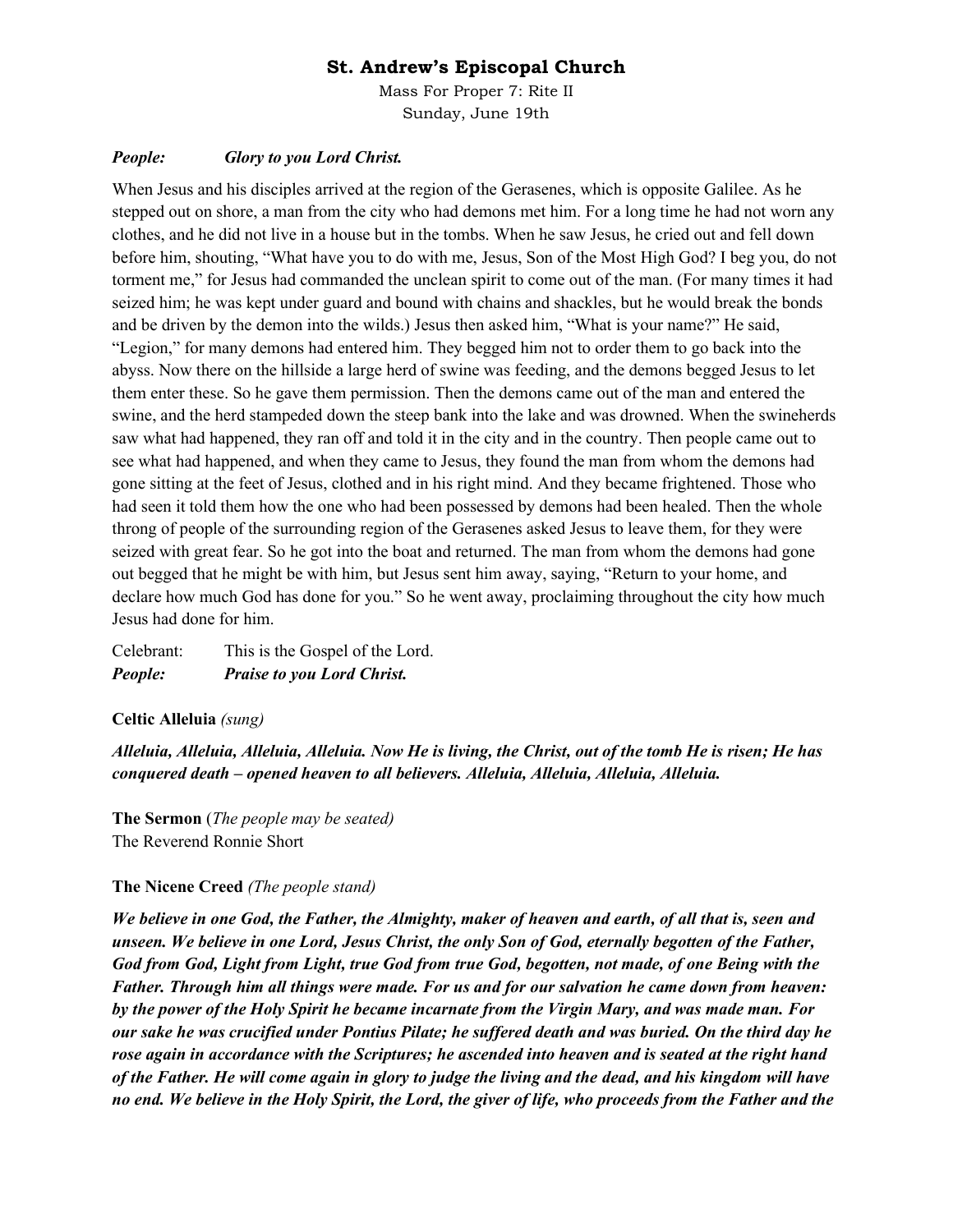***People:*** ***Glory to you Lord Christ.***

When Jesus and his disciples arrived at the region of the Gerasenes, which is opposite Galilee. As he stepped out on shore, a man from the city who had demons met him. For a long time he had not worn any clothes, and he did not live in a house but in the tombs. When he saw Jesus, he cried out and fell down before him, shouting, "What have you to do with me, Jesus, Son of the Most High God? I beg you, do not torment me," for Jesus had commanded the unclean spirit to come out of the man. (For many times it had seized him; he was kept under guard and bound with chains and shackles, but he would break the bonds and be driven by the demon into the wilds.) Jesus then asked him, "What is your name?" He said, "Legion," for many demons had entered him. They begged him not to order them to go back into the abyss. Now there on the hillside a large herd of swine was feeding, and the demons begged Jesus to let them enter these. So he gave them permission. Then the demons came out of the man and entered the swine, and the herd stampeded down the steep bank into the lake and was drowned. When the swineherds saw what had happened, they ran off and told it in the city and in the country. Then people came out to see what had happened, and when they came to Jesus, they found the man from whom the demons had gone sitting at the feet of Jesus, clothed and in his right mind. And they became frightened. Those who had seen it told them how the one who had been possessed by demons had been healed. Then the whole throng of people of the surrounding region of the Gerasenes asked Jesus to leave them, for they were seized with great fear. So he got into the boat and returned. The man from whom the demons had gone out begged that he might be with him, but Jesus sent him away, saying, "Return to your home, and declare how much God has done for you." So he went away, proclaiming throughout the city how much Jesus had done for him.

Celebrant: This is the Gospel of the Lord.
***People:*** ***Praise to you Lord Christ.***

**Celtic Alleluia** *(sung)*

***Alleluia, Alleluia, Alleluia, Alleluia. Now He is living, the Christ, out of the tomb He is risen; He has conquered death – opened heaven to all believers. Alleluia, Alleluia, Alleluia, Alleluia.***

**The Sermon** (*The people may be seated*)
The Reverend Ronnie Short

**The Nicene Creed** *(The people stand)*

***We believe in one God, the Father, the Almighty, maker of heaven and earth, of all that is, seen and unseen. We believe in one Lord, Jesus Christ, the only Son of God, eternally begotten of the Father, God from God, Light from Light, true God from true God, begotten, not made, of one Being with the Father. Through him all things were made. For us and for our salvation he came down from heaven: by the power of the Holy Spirit he became incarnate from the Virgin Mary, and was made man. For our sake he was crucified under Pontius Pilate; he suffered death and was buried. On the third day he rose again in accordance with the Scriptures; he ascended into heaven and is seated at the right hand of the Father. He will come again in glory to judge the living and the dead, and his kingdom will have no end. We believe in the Holy Spirit, the Lord, the giver of life, who proceeds from the Father and the***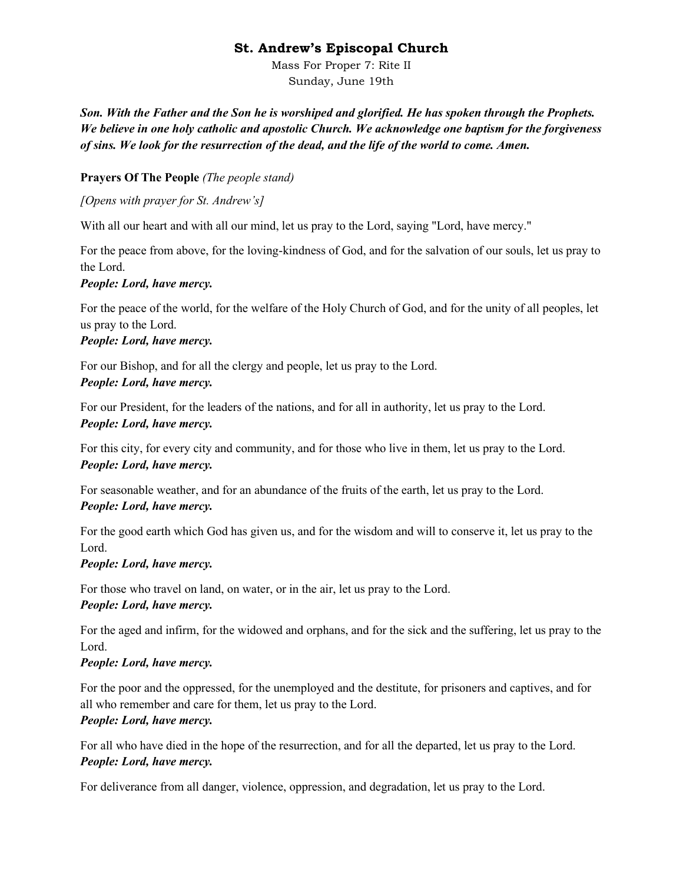***Son. With the Father and the Son he is worshiped and glorified. He has spoken through the Prophets. We believe in one holy catholic and apostolic Church. We acknowledge one baptism for the forgiveness of sins. We look for the resurrection of the dead, and the life of the world to come. Amen.***

**Prayers Of The People** *(The people stand)*

*[Opens with prayer for St. Andrew's]*

With all our heart and with all our mind, let us pray to the Lord, saying "Lord, have mercy."

For the peace from above, for the loving-kindness of God, and for the salvation of our souls, let us pray to the Lord.
***People: Lord, have mercy.***

For the peace of the world, for the welfare of the Holy Church of God, and for the unity of all peoples, let us pray to the Lord.
***People: Lord, have mercy.***

For our Bishop, and for all the clergy and people, let us pray to the Lord.
***People: Lord, have mercy.***

For our President, for the leaders of the nations, and for all in authority, let us pray to the Lord.
***People: Lord, have mercy.***

For this city, for every city and community, and for those who live in them, let us pray to the Lord.
***People: Lord, have mercy.***

For seasonable weather, and for an abundance of the fruits of the earth, let us pray to the Lord.
***People: Lord, have mercy.***

For the good earth which God has given us, and for the wisdom and will to conserve it, let us pray to the Lord.
***People: Lord, have mercy.***

For those who travel on land, on water, or in the air, let us pray to the Lord.
***People: Lord, have mercy.***

For the aged and infirm, for the widowed and orphans, and for the sick and the suffering, let us pray to the Lord.
***People: Lord, have mercy.***

For the poor and the oppressed, for the unemployed and the destitute, for prisoners and captives, and for all who remember and care for them, let us pray to the Lord.
***People: Lord, have mercy.***

For all who have died in the hope of the resurrection, and for all the departed, let us pray to the Lord.
***People: Lord, have mercy.***

For deliverance from all danger, violence, oppression, and degradation, let us pray to the Lord.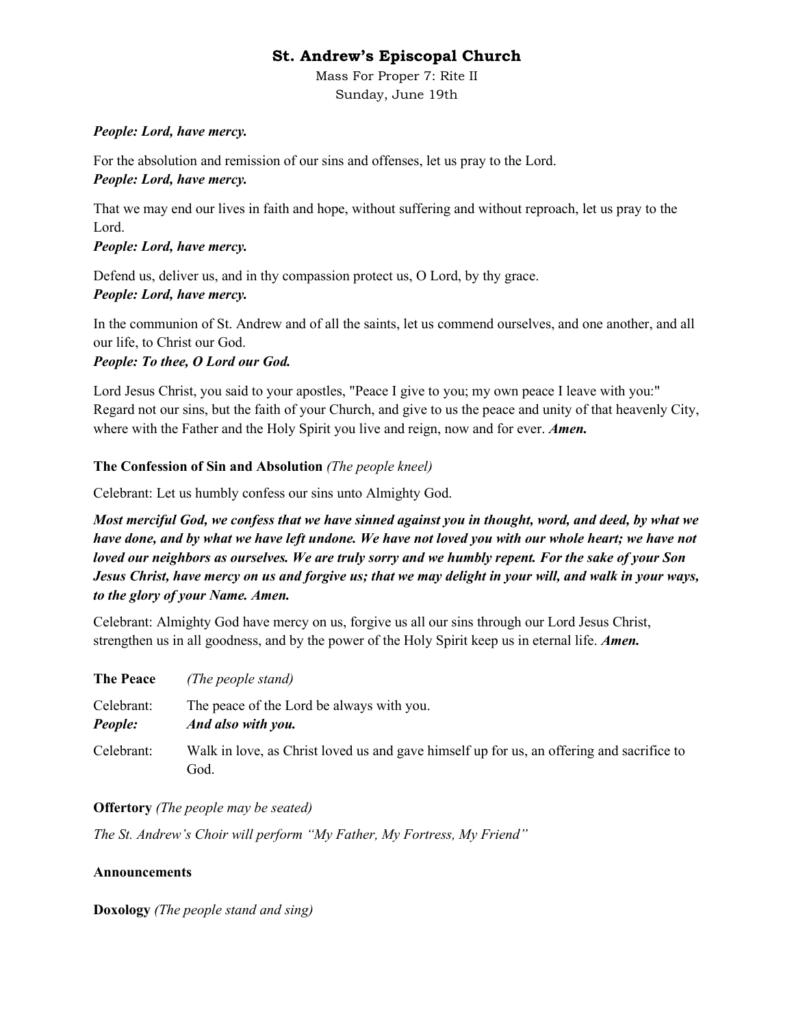***People: Lord, have mercy.***

For the absolution and remission of our sins and offenses, let us pray to the Lord.
***People: Lord, have mercy.***

That we may end our lives in faith and hope, without suffering and without reproach, let us pray to the Lord.
***People: Lord, have mercy.***

Defend us, deliver us, and in thy compassion protect us, O Lord, by thy grace.
***People: Lord, have mercy.***

In the communion of St. Andrew and of all the saints, let us commend ourselves, and one another, and all our life, to Christ our God.
***People: To thee, O Lord our God.***

Lord Jesus Christ, you said to your apostles, "Peace I give to you; my own peace I leave with you:" Regard not our sins, but the faith of your Church, and give to us the peace and unity of that heavenly City, where with the Father and the Holy Spirit you live and reign, now and for ever. ***Amen.***

**The Confession of Sin and Absolution** *(The people kneel)*

Celebrant: Let us humbly confess our sins unto Almighty God.

***Most merciful God, we confess that we have sinned against you in thought, word, and deed, by what we have done, and by what we have left undone. We have not loved you with our whole heart; we have not loved our neighbors as ourselves. We are truly sorry and we humbly repent. For the sake of your Son Jesus Christ, have mercy on us and forgive us; that we may delight in your will, and walk in your ways, to the glory of your Name. Amen.***

Celebrant: Almighty God have mercy on us, forgive us all our sins through our Lord Jesus Christ, strengthen us in all goodness, and by the power of the Holy Spirit keep us in eternal life. ***Amen.***

**The Peace** *(The people stand)*

Celebrant: The peace of the Lord be always with you.
***People:*** ***And also with you.***

Celebrant: Walk in love, as Christ loved us and gave himself up for us, an offering and sacrifice to God.

**Offertory** *(The people may be seated)*

*The St. Andrew's Choir will perform "My Father, My Fortress, My Friend"*

**Announcements**

**Doxology** *(The people stand and sing)*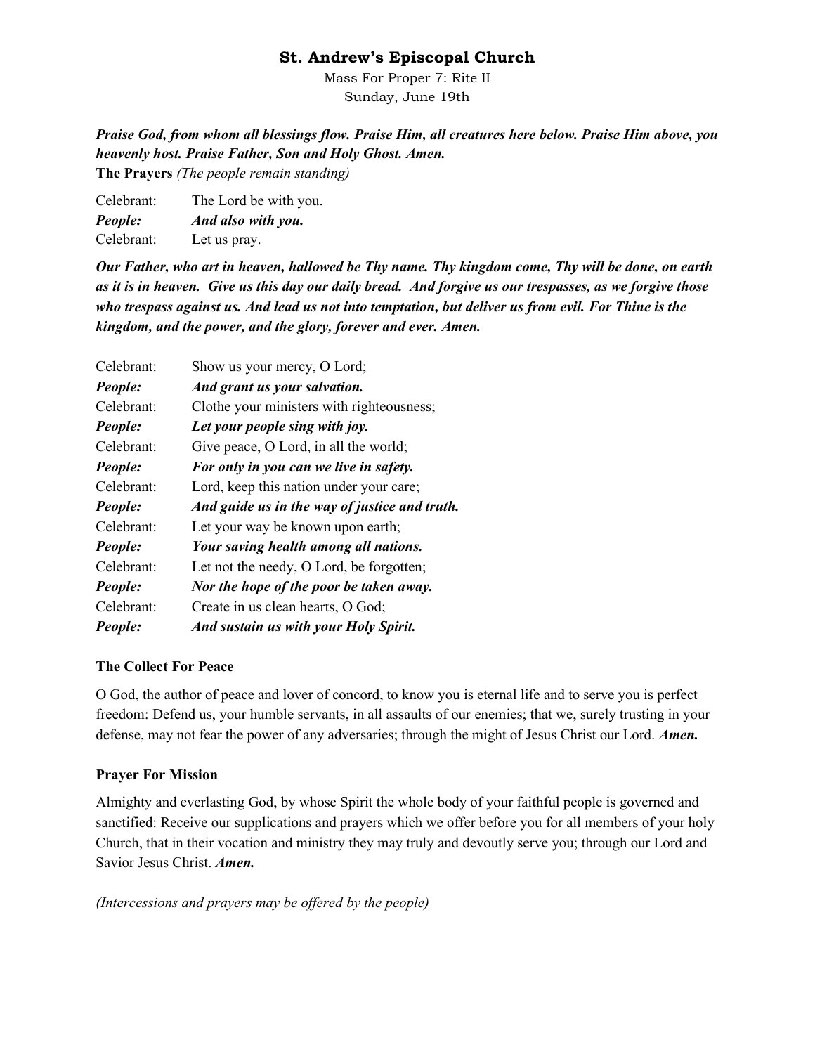# St. Andrew's Episcopal Church

Mass For Proper 7: Rite II
Sunday, June 19th

***Praise God, from whom all blessings flow. Praise Him, all creatures here below. Praise Him above, you heavenly host. Praise Father, Son and Holy Ghost. Amen.***

**The Prayers** *(The people remain standing)*

Celebrant: The Lord be with you.
***People: And also with you.***
Celebrant: Let us pray.

***Our Father, who art in heaven, hallowed be Thy name. Thy kingdom come, Thy will be done, on earth as it is in heaven. Give us this day our daily bread. And forgive us our trespasses, as we forgive those who trespass against us. And lead us not into temptation, but deliver us from evil. For Thine is the kingdom, and the power, and the glory, forever and ever. Amen.***

Celebrant: Show us your mercy, O Lord;
***People: And grant us your salvation.***
Celebrant: Clothe your ministers with righteousness;
***People: Let your people sing with joy.***
Celebrant: Give peace, O Lord, in all the world;
***People: For only in you can we live in safety.***
Celebrant: Lord, keep this nation under your care;
***People: And guide us in the way of justice and truth.***
Celebrant: Let your way be known upon earth;
***People: Your saving health among all nations.***
Celebrant: Let not the needy, O Lord, be forgotten;
***People: Nor the hope of the poor be taken away.***
Celebrant: Create in us clean hearts, O God;
***People: And sustain us with your Holy Spirit.***

**The Collect For Peace**

O God, the author of peace and lover of concord, to know you is eternal life and to serve you is perfect freedom: Defend us, your humble servants, in all assaults of our enemies; that we, surely trusting in your defense, may not fear the power of any adversaries; through the might of Jesus Christ our Lord. ***Amen.***

**Prayer For Mission**

Almighty and everlasting God, by whose Spirit the whole body of your faithful people is governed and sanctified: Receive our supplications and prayers which we offer before you for all members of your holy Church, that in their vocation and ministry they may truly and devoutly serve you; through our Lord and Savior Jesus Christ. ***Amen.***

*(Intercessions and prayers may be offered by the people)*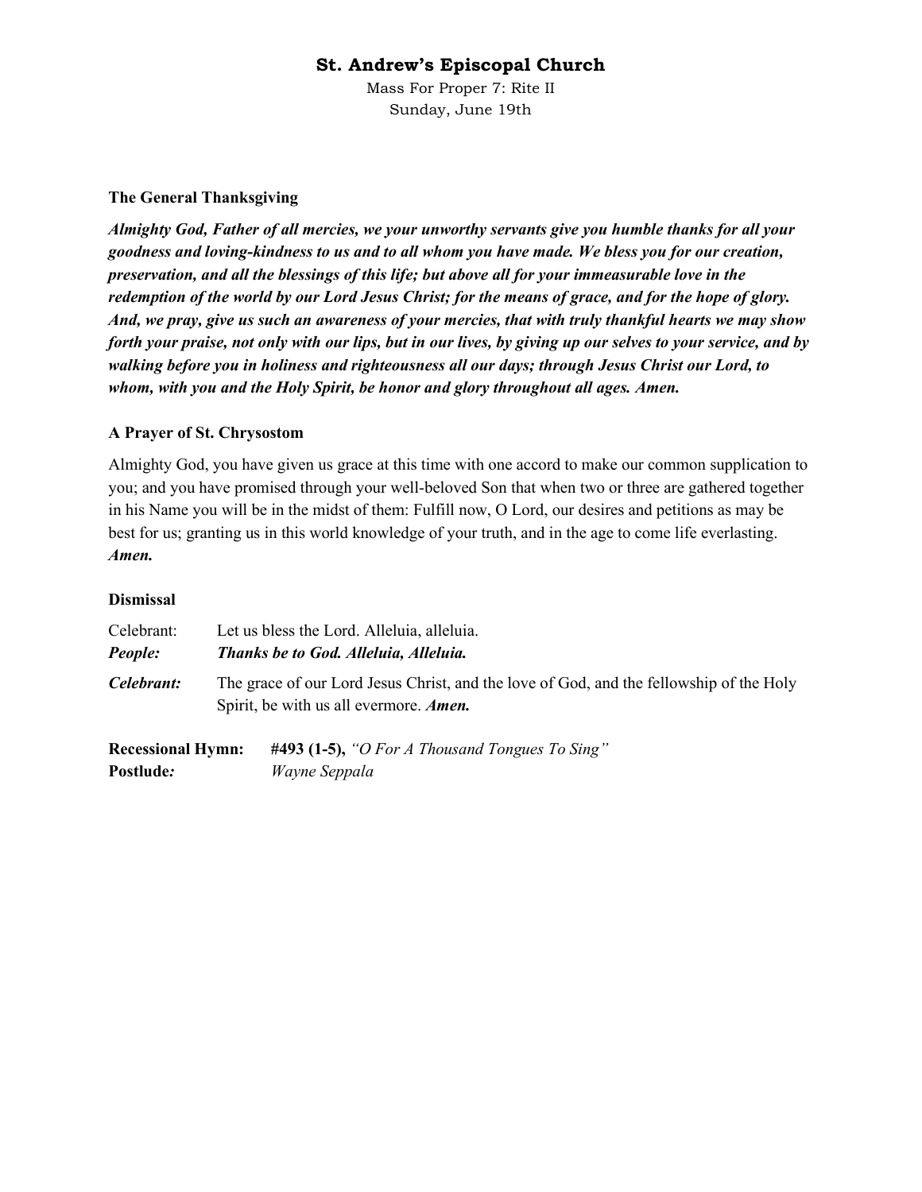**St. Andrew's Episcopal Church**

Mass For Proper 7: Rite II

Sunday, June 19th

**The General Thanksgiving**

***Almighty God, Father of all mercies, we your unworthy servants give you humble thanks for all your goodness and loving-kindness to us and to all whom you have made. We bless you for our creation, preservation, and all the blessings of this life; but above all for your immeasurable love in the redemption of the world by our Lord Jesus Christ; for the means of grace, and for the hope of glory. And, we pray, give us such an awareness of your mercies, that with truly thankful hearts we may show forth your praise, not only with our lips, but in our lives, by giving up our selves to your service, and by walking before you in holiness and righteousness all our days; through Jesus Christ our Lord, to whom, with you and the Holy Spirit, be honor and glory throughout all ages. Amen.***

**A Prayer of St. Chrysostom**

Almighty God, you have given us grace at this time with one accord to make our common supplication to you; and you have promised through your well-beloved Son that when two or three are gathered together in his Name you will be in the midst of them: Fulfill now, O Lord, our desires and petitions as may be best for us; granting us in this world knowledge of your truth, and in the age to come life everlasting. ***Amen.***

**Dismissal**

Celebrant: Let us bless the Lord. Alleluia, alleluia.

***People:*** ***Thanks be to God. Alleluia, Alleluia.***

***Celebrant:*** The grace of our Lord Jesus Christ, and the love of God, and the fellowship of the Holy Spirit, be with us all evermore. ***Amen.***

**Recessional Hymn:** **#493 (1-5),** *"O For A Thousand Tongues To Sing"*

**Postlude*:*** *Wayne Seppala*